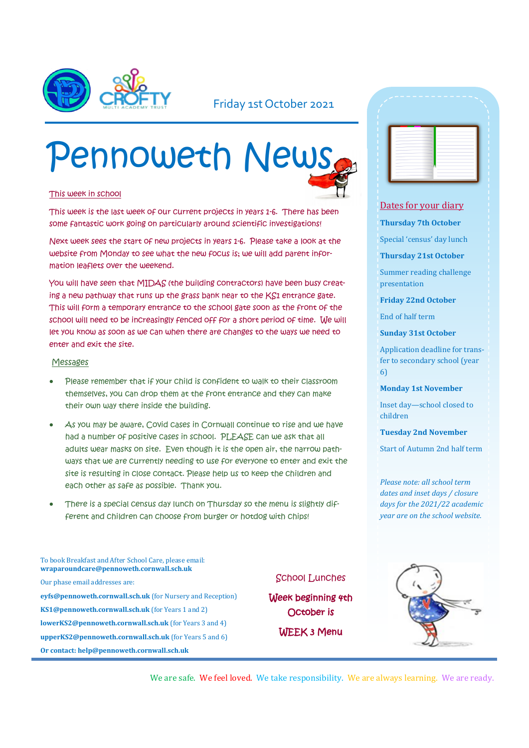Friday 1st October 2021

# Pennoweth News

## This week in school

This week is the last week of our current projects in years 1-6. There has been some fantastic work going on particularly around scientific investigations!

Next week sees the start of new projects in years 1-6. Please take a look at the website from Monday to see what the new focus is; we will add parent information leaflets over the weekend.

You will have seen that MIDAS (the building contractors) have been busy creating a new pathway that runs up the grass bank near to the KS1 entrance gate. This will form a temporary entrance to the school gate soon as the front of the school will need to be increasingly fenced off for a short period of time. We will let you know as soon as we can when there are changes to the ways we need to enter and exit the site.

## Messages

- Please remember that if your child is confident to walk to their classroom themselves, you can drop them at the front entrance and they can make their own way there inside the building.
- As you may be aware, Covid cases in Cornwall continue to rise and we have had a number of positive cases in school. PLEASE can we ask that all adults wear masks on site. Even though it is the open air, the narrow pathways that we are currently needing to use for everyone to enter and exit the site is resulting in close contact. Please help us to keep the children and each other as safe as possible. Thank you.
- There is a special census day lunch on Thursday so the menu is slightly different and children can choose from burger or hotdog with chips!

## Dates for your diary

**Thursday 7th October**

Special 'census' day lunch

**Thursday 21st October**

Summer reading challenge presentation

**Friday 22nd October**

End of half term

**Sunday 31st October**

Application deadline for transfer to secondary school (year 6)

**Monday 1st November**

Inset day—school closed to children

**Tuesday 2nd November**

Start of Autumn 2nd half term

*Please note: all school term dates and inset days / closure days for the 2021/22 academic year are on the school website.*

To book Breakfast and After School Care, please email:
**wraparoundcare@pennoweth.cornwall.sch.uk**

Our phase email addresses are:

**eyfs@pennoweth.cornwall.sch.uk** (for Nursery and Reception)

**KS1@pennoweth.cornwall.sch.uk** (for Years 1 and 2)

**lowerKS2@pennoweth.cornwall.sch.uk** (for Years 3 and 4)

**upperKS2@pennoweth.cornwall.sch.uk** (for Years 5 and 6)

**Or contact: help@pennoweth.cornwall.sch.uk**

School Lunches

Week beginning 4th October is

WEEK 3 Menu

We are safe. We feel loved. We take responsibility. We are always learning. We are ready.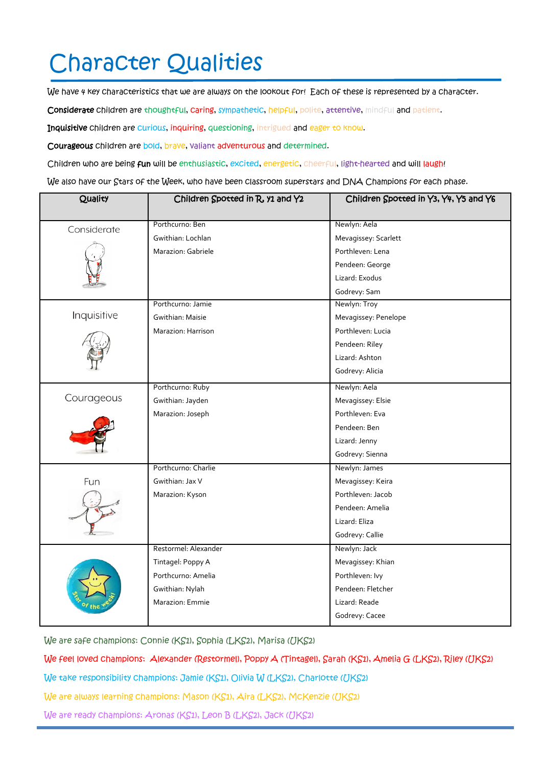# Character Qualities

We have 4 key characteristics that we are always on the lookout for! Each of these is represented by a character.

**Considerate** children are thoughtful, caring, sympathetic, helpful, polite, attentive, mindful and patient.

**Inquisitive** children are curious, inquiring, questioning, intrigued and eager to know.

**Courageous** children are bold, brave, valiant adventurous and determined.

Children who are being **fun** will be enthusiastic, excited, energetic, cheerful, light-hearted and will laugh!

We also have our Stars of the Week, who have been classroom superstars and DNA Champions for each phase.

| Quality | Children Spotted in R, Y1 and Y2 | Children Spotted in Y3, Y4, Y5 and Y6 |
|---|---|---|
| Considerate | Porthcurno: Ben<br>Gwithian: Lochlan<br>Marazion: Gabriele | Newlyn: Aela<br>Mevagissey: Scarlett<br>Porthleven: Lena<br>Pendeen: George<br>Lizard: Exodus<br>Godrevy: Sam |
| Inquisitive | Porthcurno: Jamie<br>Gwithian: Maisie<br>Marazion: Harrison | Newlyn: Troy<br>Mevagissey: Penelope<br>Porthleven: Lucia<br>Pendeen: Riley<br>Lizard: Ashton<br>Godrevy: Alicia |
| Courageous | Porthcurno: Ruby<br>Gwithian: Jayden<br>Marazion: Joseph | Newlyn: Aela<br>Mevagissey: Elsie<br>Porthleven: Eva<br>Pendeen: Ben<br>Lizard: Jenny<br>Godrevy: Sienna |
| Fun | Porthcurno: Charlie<br>Gwithian: Jax V<br>Marazion: Kyson | Newlyn: James<br>Mevagissey: Keira<br>Porthleven: Jacob<br>Pendeen: Amelia<br>Lizard: Eliza<br>Godrevy: Callie |
| Star of the week! | Restormel: Alexander<br>Tintagel: Poppy A<br>Porthcurno: Amelia<br>Gwithian: Nylah<br>Marazion: Emmie | Newlyn: Jack<br>Mevagissey: Khian<br>Porthleven: Ivy<br>Pendeen: Fletcher<br>Lizard: Reade<br>Godrevy: Cacee |

We are safe champions: Connie (KS1), Sophia (LKS2), Marisa (UKS2)

We feel loved champions: Alexander (Restormel), Poppy A (Tintagel), Sarah (KS1), Amelia G (LKS2), Riley (UKS2)

We take responsibility champions: Jamie (KS1), Olivia W (LKS2), Charlotte (UKS2)

We are always learning champions: Mason (KS1), Aira (LKS2), McKenzie (UKS2)

We are ready champions: Aronas (KS1), Leon B (LKS2), Jack (UKS2)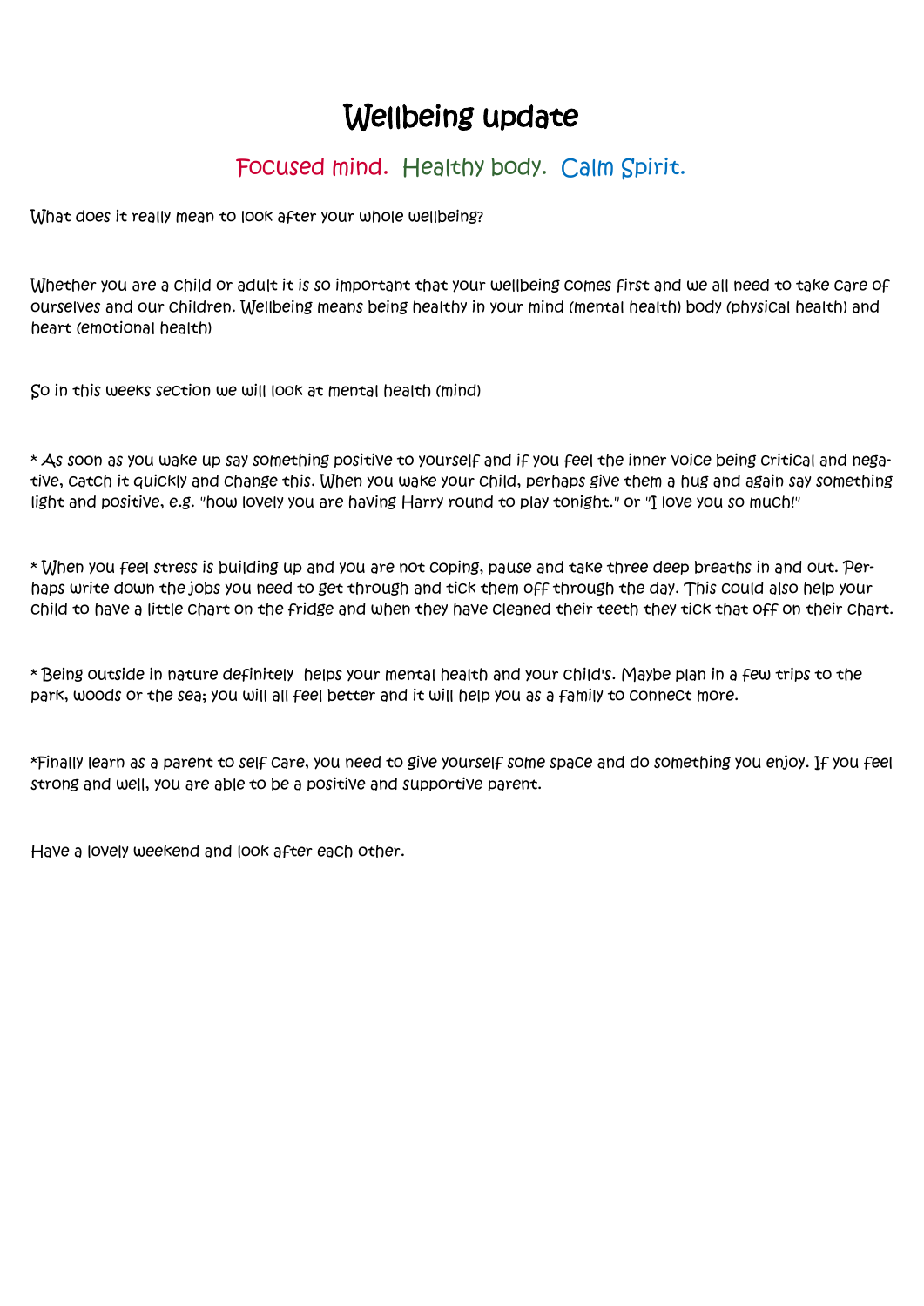# Wellbeing update

## Focused mind. Healthy body. Calm Spirit.

What does it really mean to look after your whole wellbeing?

Whether you are a child or adult it is so important that your wellbeing comes first and we all need to take care of ourselves and our children. Wellbeing means being healthy in your mind (mental health) body (physical health) and heart (emotional health)

So in this weeks section we will look at mental health (mind)

* As soon as you wake up say something positive to yourself and if you feel the inner voice being critical and negative, catch it quickly and change this. When you wake your child, perhaps give them a hug and again say something light and positive, e.g. "how lovely you are having Harry round to play tonight." or "I love you so much!"

* When you feel stress is building up and you are not coping, pause and take three deep breaths in and out. Perhaps write down the jobs you need to get through and tick them off through the day. This could also help your child to have a little chart on the fridge and when they have cleaned their teeth they tick that off on their chart.

* Being outside in nature definitely helps your mental health and your child's. Maybe plan in a few trips to the park, woods or the sea; you will all feel better and it will help you as a family to connect more.

*Finally learn as a parent to self care, you need to give yourself some space and do something you enjoy. If you feel strong and well, you are able to be a positive and supportive parent.

Have a lovely weekend and look after each other.